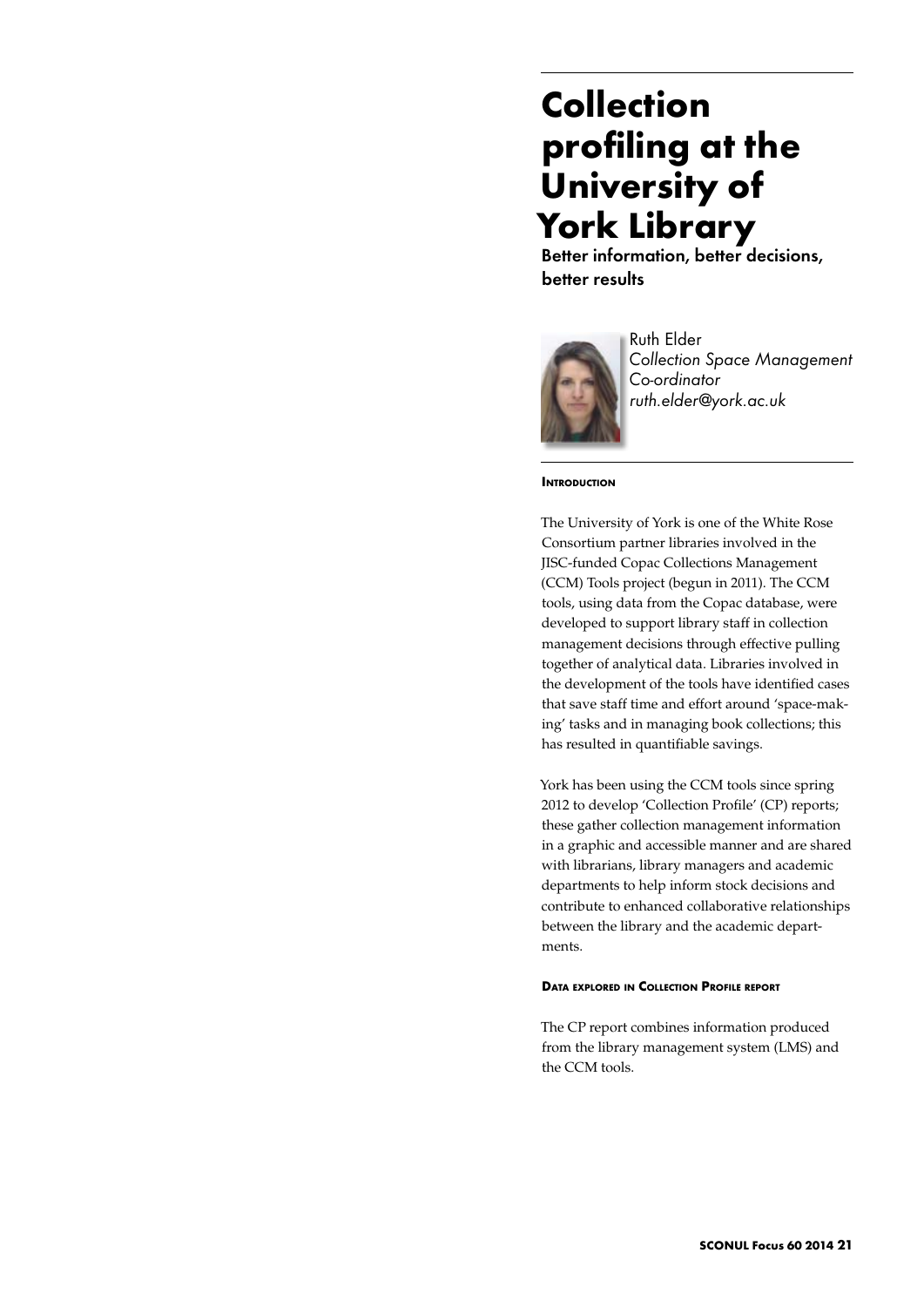# Collection profiling at the University of York Library

## Better information, better decisions, better results

Ruth Elder
*Collection Space Management Co-ordinator*
*ruth.elder@york.ac.uk*

### Introduction

The University of York is one of the White Rose Consortium partner libraries involved in the JISC-funded Copac Collections Management (CCM) Tools project (begun in 2011). The CCM tools, using data from the Copac database, were developed to support library staff in collection management decisions through effective pulling together of analytical data. Libraries involved in the development of the tools have identified cases that save staff time and effort around 'space-making' tasks and in managing book collections; this has resulted in quantifiable savings.

York has been using the CCM tools since spring 2012 to develop 'Collection Profile' (CP) reports; these gather collection management information in a graphic and accessible manner and are shared with librarians, library managers and academic departments to help inform stock decisions and contribute to enhanced collaborative relationships between the library and the academic departments.

### Data explored in Collection Profile report

The CP report combines information produced from the library management system (LMS) and the CCM tools.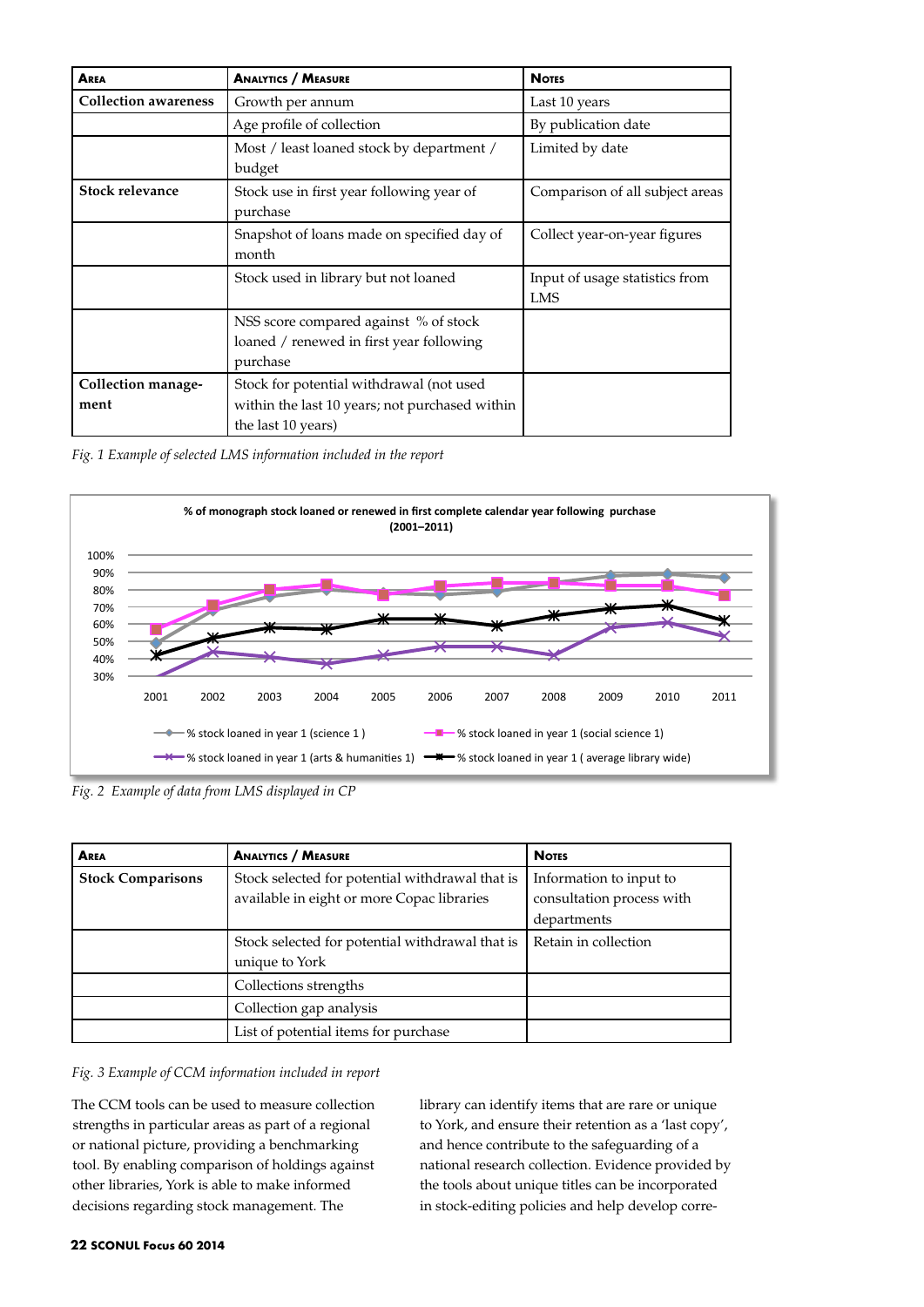| Area | Analytics / Measure | Notes |
|---|---|---|
| **Collection awareness** | Growth per annum | Last 10 years |
| | Age profile of collection | By publication date |
| | Most / least loaned stock by department / budget | Limited by date |
| **Stock relevance** | Stock use in first year following year of purchase | Comparison of all subject areas |
| | Snapshot of loans made on specified day of month | Collect year-on-year figures |
| | Stock used in library but not loaned | Input of usage statistics from LMS |
| | NSS score compared against % of stock loaned / renewed in first year following purchase | |
| **Collection management** | Stock for potential withdrawal (not used within the last 10 years; not purchased within the last 10 years) | |

*Fig. 1 Example of selected LMS information included in the report*

**% of monograph stock loaned or renewed in first complete calendar year following purchase (2001–2011)**

*Fig. 2 Example of data from LMS displayed in CP*

| Area | Analytics / Measure | Notes |
|---|---|---|
| **Stock Comparisons** | Stock selected for potential withdrawal that is available in eight or more Copac libraries | Information to input to consultation process with departments |
| | Stock selected for potential withdrawal that is unique to York | Retain in collection |
| | Collections strengths | |
| | Collection gap analysis | |
| | List of potential items for purchase | |

*Fig. 3 Example of CCM information included in report*

The CCM tools can be used to measure collection strengths in particular areas as part of a regional or national picture, providing a benchmarking tool. By enabling comparison of holdings against other libraries, York is able to make informed decisions regarding stock management. The library can identify items that are rare or unique to York, and ensure their retention as a 'last copy', and hence contribute to the safeguarding of a national research collection. Evidence provided by the tools about unique titles can be incorporated in stock-editing policies and help develop corre-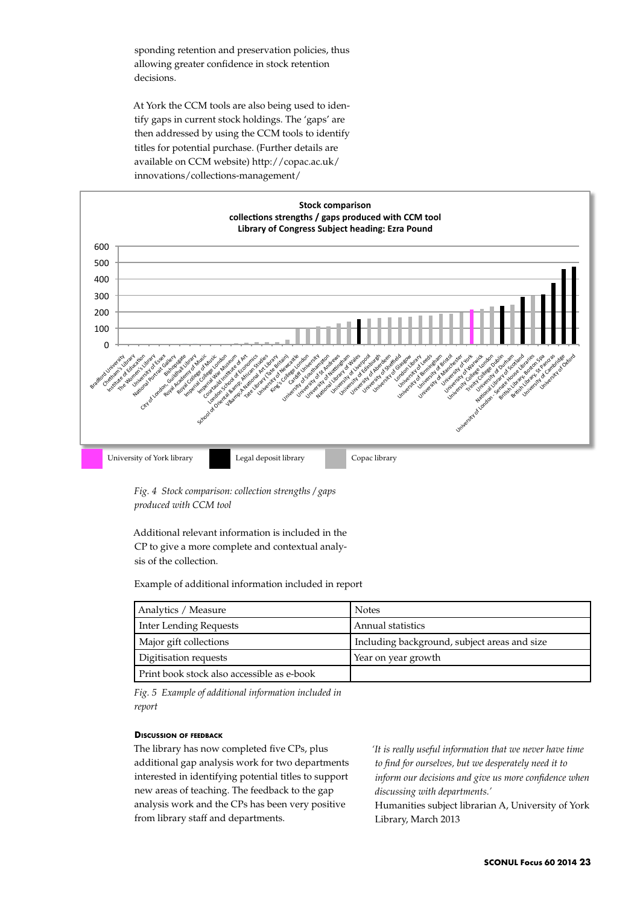sponding retention and preservation policies, thus allowing greater confidence in stock retention decisions.

At York the CCM tools are also being used to identify gaps in current stock holdings. The 'gaps' are then addressed by using the CCM tools to identify titles for potential purchase. (Further details are available on CCM website) http://copac.ac.uk/innovations/collections-management/

Fig. 4 Stock comparison: collection strengths / gaps produced with CCM tool

Additional relevant information is included in the CP to give a more complete and contextual analysis of the collection.

Example of additional information included in report

| Analytics / Measure | Notes |
|---|---|
| Inter Lending Requests | Annual statistics |
| Major gift collections | Including background, subject areas and size |
| Digitisation requests | Year on year growth |
| Print book stock also accessible as e-book | |

*Fig. 5 Example of additional information included in report*

### Discussion of feedback

The library has now completed five CPs, plus additional gap analysis work for two departments interested in identifying potential titles to support new areas of teaching. The feedback to the gap analysis work and the CPs has been very positive from library staff and departments.

*'It is really useful information that we never have time to find for ourselves, but we desperately need it to inform our decisions and give us more confidence when discussing with departments.'*

Humanities subject librarian A, University of York Library, March 2013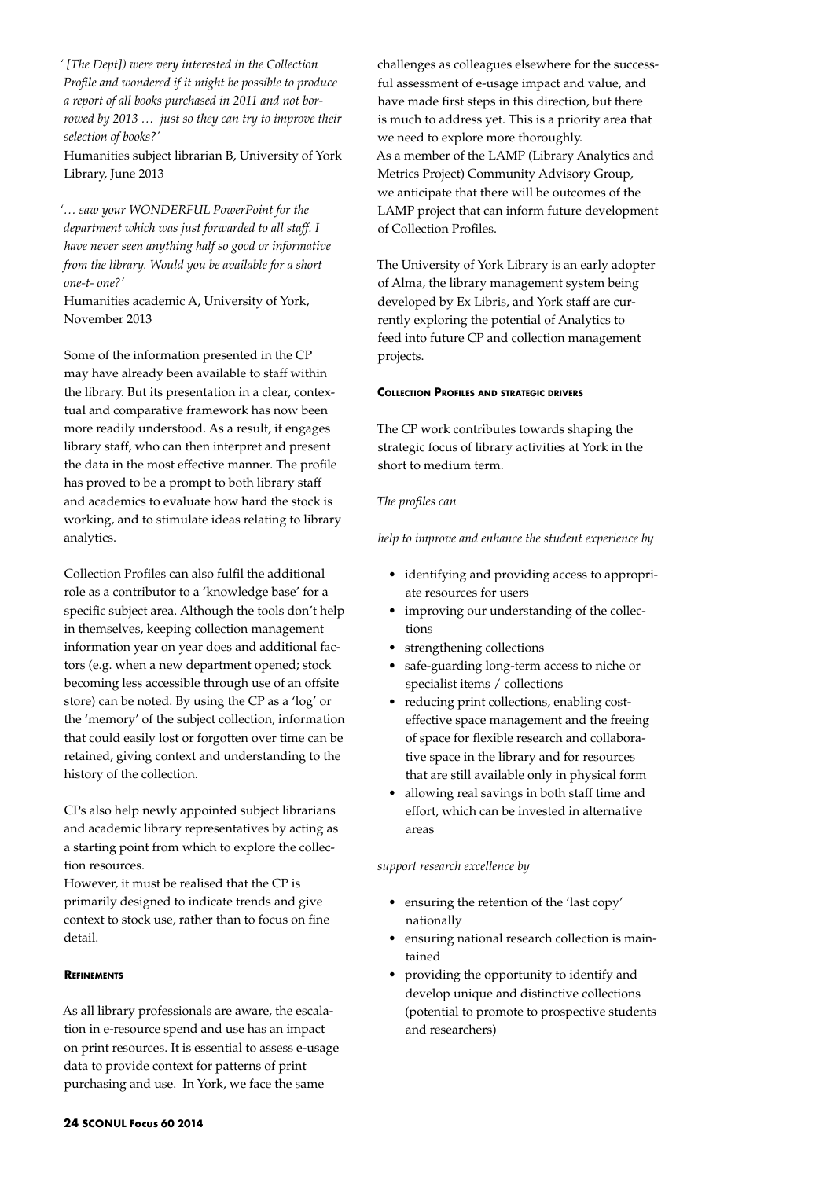*' [The Dept]) were very interested in the Collection Profile and wondered if it might be possible to produce a report of all books purchased in 2011 and not borrowed by 2013 … just so they can try to improve their selection of books?'*

Humanities subject librarian B, University of York Library, June 2013

*'… saw your WONDERFUL PowerPoint for the department which was just forwarded to all staff. I have never seen anything half so good or informative from the library. Would you be available for a short one-t- one?'*

Humanities academic A, University of York, November 2013

Some of the information presented in the CP may have already been available to staff within the library. But its presentation in a clear, contextual and comparative framework has now been more readily understood. As a result, it engages library staff, who can then interpret and present the data in the most effective manner. The profile has proved to be a prompt to both library staff and academics to evaluate how hard the stock is working, and to stimulate ideas relating to library analytics.

Collection Profiles can also fulfil the additional role as a contributor to a 'knowledge base' for a specific subject area. Although the tools don't help in themselves, keeping collection management information year on year does and additional factors (e.g. when a new department opened; stock becoming less accessible through use of an offsite store) can be noted. By using the CP as a 'log' or the 'memory' of the subject collection, information that could easily lost or forgotten over time can be retained, giving context and understanding to the history of the collection.

CPs also help newly appointed subject librarians and academic library representatives by acting as a starting point from which to explore the collection resources.

However, it must be realised that the CP is primarily designed to indicate trends and give context to stock use, rather than to focus on fine detail.

#### Refinements

As all library professionals are aware, the escalation in e-resource spend and use has an impact on print resources. It is essential to assess e-usage data to provide context for patterns of print purchasing and use. In York, we face the same challenges as colleagues elsewhere for the successful assessment of e-usage impact and value, and have made first steps in this direction, but there is much to address yet. This is a priority area that we need to explore more thoroughly.

As a member of the LAMP (Library Analytics and Metrics Project) Community Advisory Group, we anticipate that there will be outcomes of the LAMP project that can inform future development of Collection Profiles.

The University of York Library is an early adopter of Alma, the library management system being developed by Ex Libris, and York staff are currently exploring the potential of Analytics to feed into future CP and collection management projects.

#### Collection Profiles and strategic drivers

The CP work contributes towards shaping the strategic focus of library activities at York in the short to medium term.

*The profiles can*

*help to improve and enhance the student experience by*

- identifying and providing access to appropriate resources for users
- improving our understanding of the collections
- strengthening collections
- safe-guarding long-term access to niche or specialist items / collections
- reducing print collections, enabling cost-effective space management and the freeing of space for flexible research and collaborative space in the library and for resources that are still available only in physical form
- allowing real savings in both staff time and effort, which can be invested in alternative areas

*support research excellence by*

- ensuring the retention of the 'last copy' nationally
- ensuring national research collection is maintained
- providing the opportunity to identify and develop unique and distinctive collections (potential to promote to prospective students and researchers)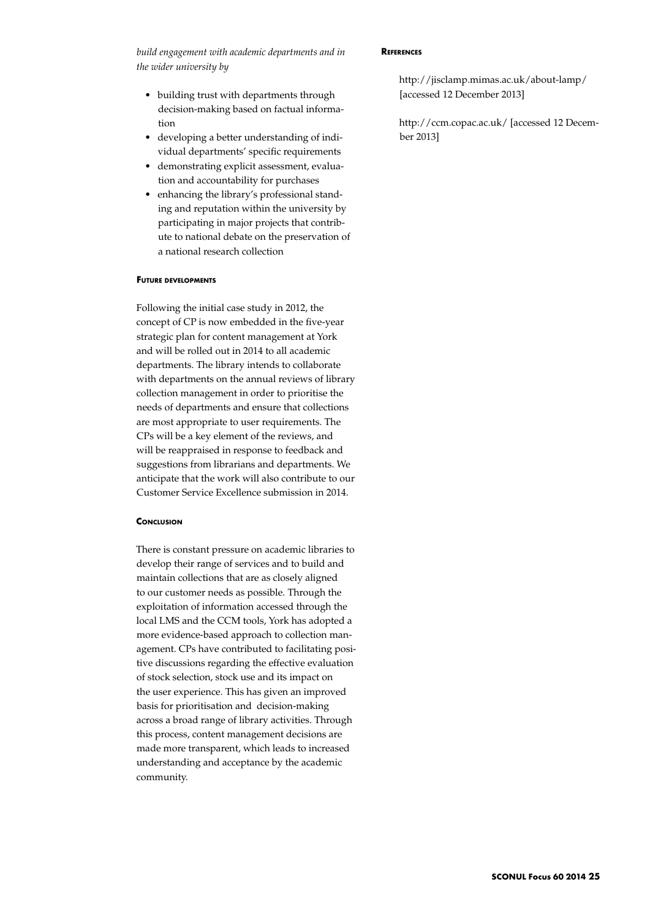*build engagement with academic departments and in the wider university by*

- building trust with departments through decision-making based on factual information
- developing a better understanding of individual departments' specific requirements
- demonstrating explicit assessment, evaluation and accountability for purchases
- enhancing the library's professional standing and reputation within the university by participating in major projects that contribute to national debate on the preservation of a national research collection

#### Future developments

Following the initial case study in 2012, the concept of CP is now embedded in the five-year strategic plan for content management at York and will be rolled out in 2014 to all academic departments. The library intends to collaborate with departments on the annual reviews of library collection management in order to prioritise the needs of departments and ensure that collections are most appropriate to user requirements. The CPs will be a key element of the reviews, and will be reappraised in response to feedback and suggestions from librarians and departments. We anticipate that the work will also contribute to our Customer Service Excellence submission in 2014.

#### Conclusion

There is constant pressure on academic libraries to develop their range of services and to build and maintain collections that are as closely aligned to our customer needs as possible. Through the exploitation of information accessed through the local LMS and the CCM tools, York has adopted a more evidence-based approach to collection management. CPs have contributed to facilitating positive discussions regarding the effective evaluation of stock selection, stock use and its impact on the user experience. This has given an improved basis for prioritisation and decision-making across a broad range of library activities. Through this process, content management decisions are made more transparent, which leads to increased understanding and acceptance by the academic community.

#### References

http://jisclamp.mimas.ac.uk/about-lamp/ [accessed 12 December 2013]

http://ccm.copac.ac.uk/ [accessed 12 December 2013]